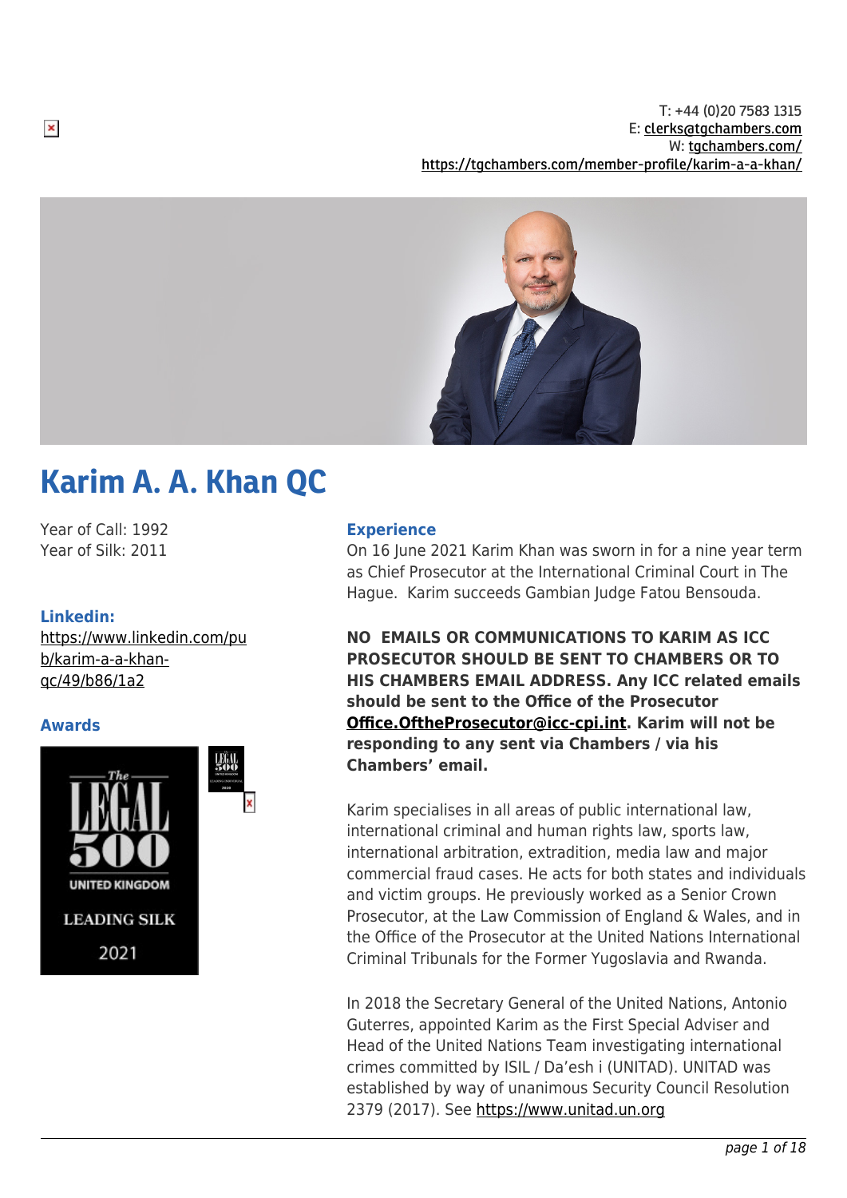T: +44 (0)20 7583 1315
E: clerks@tgchambers.com
W: tgchambers.com/
https://tgchambers.com/member-profile/karim-a-a-khan/

# Karim A. A. Khan QC

Year of Call: 1992
Year of Silk: 2011

### Linkedin:

https://www.linkedin.com/pub/karim-a-a-khan-qc/49/b86/1a2

### Awards

The Legal 500 United Kingdom Leading Silk 2021

### Experience

On 16 June 2021 Karim Khan was sworn in for a nine year term as Chief Prosecutor at the International Criminal Court in The Hague. Karim succeeds Gambian Judge Fatou Bensouda.

**NO EMAILS OR COMMUNICATIONS TO KARIM AS ICC PROSECUTOR SHOULD BE SENT TO CHAMBERS OR TO HIS CHAMBERS EMAIL ADDRESS. Any ICC related emails should be sent to the Office of the Prosecutor Office.OftheProsecutor@icc-cpi.int. Karim will not be responding to any sent via Chambers / via his Chambers' email.**

Karim specialises in all areas of public international law, international criminal and human rights law, sports law, international arbitration, extradition, media law and major commercial fraud cases. He acts for both states and individuals and victim groups. He previously worked as a Senior Crown Prosecutor, at the Law Commission of England & Wales, and in the Office of the Prosecutor at the United Nations International Criminal Tribunals for the Former Yugoslavia and Rwanda.

In 2018 the Secretary General of the United Nations, Antonio Guterres, appointed Karim as the First Special Adviser and Head of the United Nations Team investigating international crimes committed by ISIL / Da'esh i (UNITAD). UNITAD was established by way of unanimous Security Council Resolution 2379 (2017). See https://www.unitad.un.org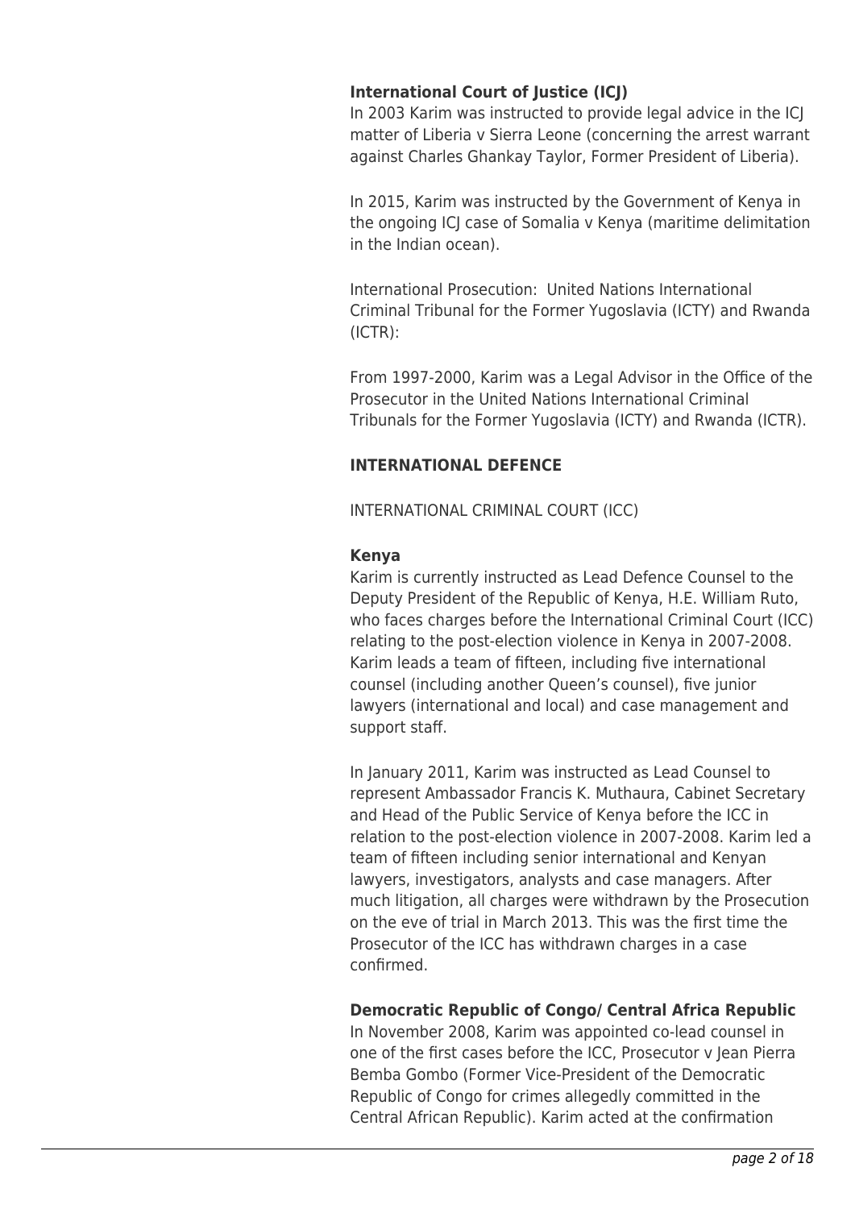**International Court of Justice (ICJ)**

In 2003 Karim was instructed to provide legal advice in the ICJ matter of Liberia v Sierra Leone (concerning the arrest warrant against Charles Ghankay Taylor, Former President of Liberia).

In 2015, Karim was instructed by the Government of Kenya in the ongoing ICJ case of Somalia v Kenya (maritime delimitation in the Indian ocean).

International Prosecution: United Nations International Criminal Tribunal for the Former Yugoslavia (ICTY) and Rwanda (ICTR):

From 1997-2000, Karim was a Legal Advisor in the Office of the Prosecutor in the United Nations International Criminal Tribunals for the Former Yugoslavia (ICTY) and Rwanda (ICTR).

**INTERNATIONAL DEFENCE**

INTERNATIONAL CRIMINAL COURT (ICC)

**Kenya**

Karim is currently instructed as Lead Defence Counsel to the Deputy President of the Republic of Kenya, H.E. William Ruto, who faces charges before the International Criminal Court (ICC) relating to the post-election violence in Kenya in 2007-2008. Karim leads a team of fifteen, including five international counsel (including another Queen's counsel), five junior lawyers (international and local) and case management and support staff.

In January 2011, Karim was instructed as Lead Counsel to represent Ambassador Francis K. Muthaura, Cabinet Secretary and Head of the Public Service of Kenya before the ICC in relation to the post-election violence in 2007-2008. Karim led a team of fifteen including senior international and Kenyan lawyers, investigators, analysts and case managers. After much litigation, all charges were withdrawn by the Prosecution on the eve of trial in March 2013. This was the first time the Prosecutor of the ICC has withdrawn charges in a case confirmed.

**Democratic Republic of Congo/ Central Africa Republic**

In November 2008, Karim was appointed co-lead counsel in one of the first cases before the ICC, Prosecutor v Jean Pierra Bemba Gombo (Former Vice-President of the Democratic Republic of Congo for crimes allegedly committed in the Central African Republic). Karim acted at the confirmation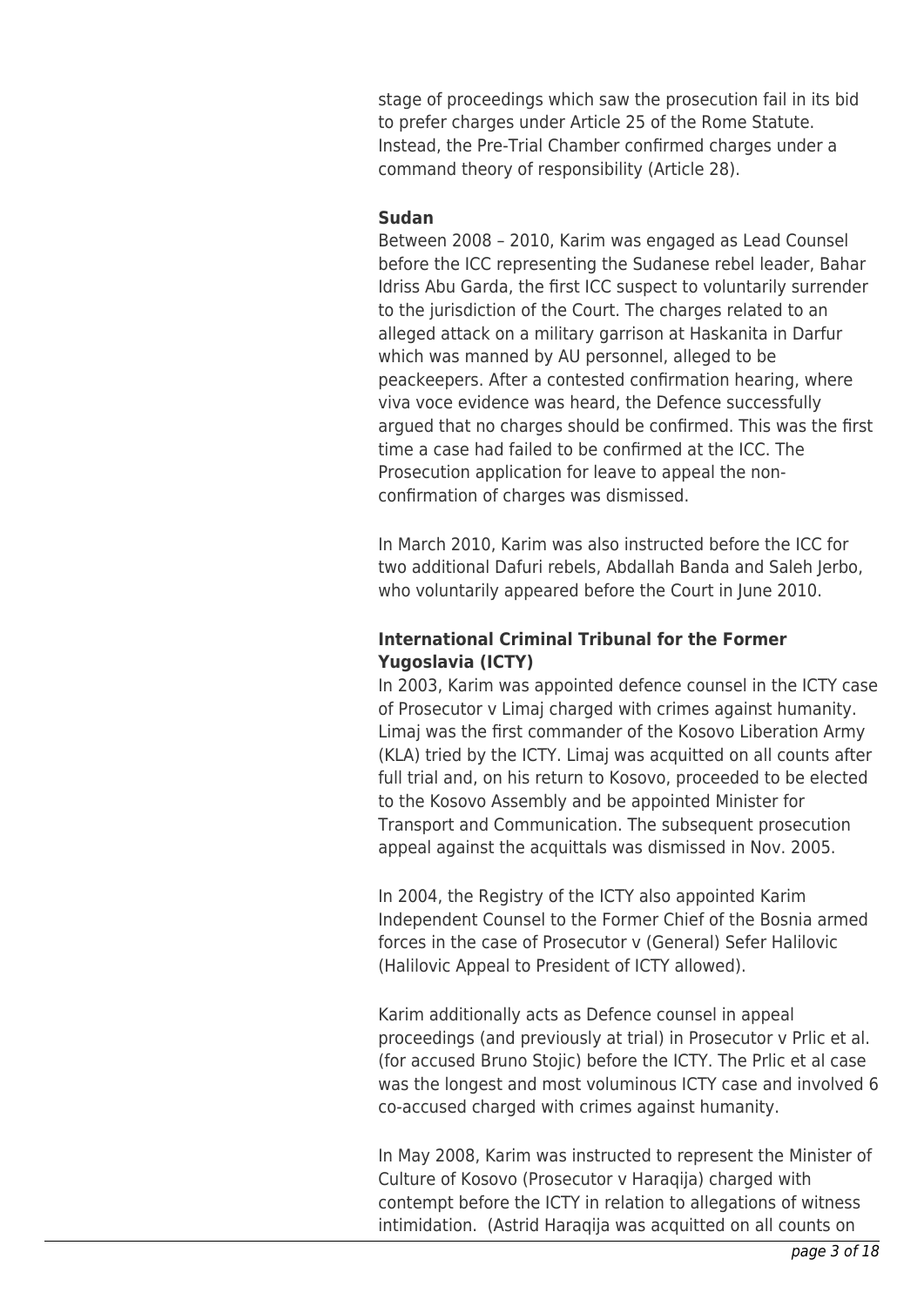stage of proceedings which saw the prosecution fail in its bid to prefer charges under Article 25 of the Rome Statute. Instead, the Pre-Trial Chamber confirmed charges under a command theory of responsibility (Article 28).

**Sudan**

Between 2008 – 2010, Karim was engaged as Lead Counsel before the ICC representing the Sudanese rebel leader, Bahar Idriss Abu Garda, the first ICC suspect to voluntarily surrender to the jurisdiction of the Court. The charges related to an alleged attack on a military garrison at Haskanita in Darfur which was manned by AU personnel, alleged to be peackeepers. After a contested confirmation hearing, where viva voce evidence was heard, the Defence successfully argued that no charges should be confirmed. This was the first time a case had failed to be confirmed at the ICC. The Prosecution application for leave to appeal the non-confirmation of charges was dismissed.

In March 2010, Karim was also instructed before the ICC for two additional Dafuri rebels, Abdallah Banda and Saleh Jerbo, who voluntarily appeared before the Court in June 2010.

**International Criminal Tribunal for the Former Yugoslavia (ICTY)**

In 2003, Karim was appointed defence counsel in the ICTY case of Prosecutor v Limaj charged with crimes against humanity. Limaj was the first commander of the Kosovo Liberation Army (KLA) tried by the ICTY. Limaj was acquitted on all counts after full trial and, on his return to Kosovo, proceeded to be elected to the Kosovo Assembly and be appointed Minister for Transport and Communication. The subsequent prosecution appeal against the acquittals was dismissed in Nov. 2005.

In 2004, the Registry of the ICTY also appointed Karim Independent Counsel to the Former Chief of the Bosnia armed forces in the case of Prosecutor v (General) Sefer Halilovic (Halilovic Appeal to President of ICTY allowed).

Karim additionally acts as Defence counsel in appeal proceedings (and previously at trial) in Prosecutor v Prlic et al. (for accused Bruno Stojic) before the ICTY. The Prlic et al case was the longest and most voluminous ICTY case and involved 6 co-accused charged with crimes against humanity.

In May 2008, Karim was instructed to represent the Minister of Culture of Kosovo (Prosecutor v Haraqija) charged with contempt before the ICTY in relation to allegations of witness intimidation. (Astrid Haraqija was acquitted on all counts on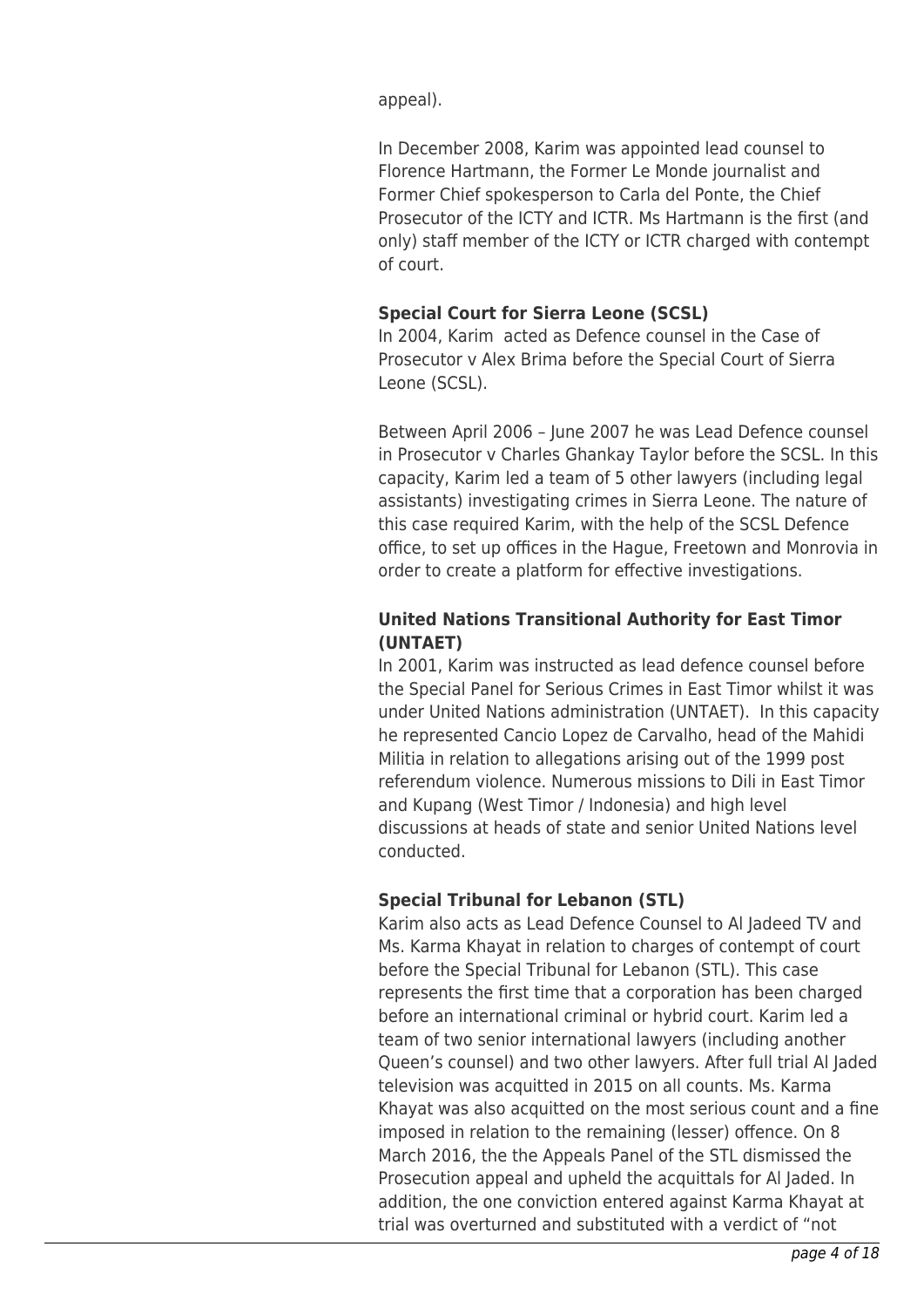appeal).

In December 2008, Karim was appointed lead counsel to Florence Hartmann, the Former Le Monde journalist and Former Chief spokesperson to Carla del Ponte, the Chief Prosecutor of the ICTY and ICTR. Ms Hartmann is the first (and only) staff member of the ICTY or ICTR charged with contempt of court.

**Special Court for Sierra Leone (SCSL)**

In 2004, Karim acted as Defence counsel in the Case of Prosecutor v Alex Brima before the Special Court of Sierra Leone (SCSL).

Between April 2006 – June 2007 he was Lead Defence counsel in Prosecutor v Charles Ghankay Taylor before the SCSL. In this capacity, Karim led a team of 5 other lawyers (including legal assistants) investigating crimes in Sierra Leone. The nature of this case required Karim, with the help of the SCSL Defence office, to set up offices in the Hague, Freetown and Monrovia in order to create a platform for effective investigations.

**United Nations Transitional Authority for East Timor (UNTAET)**

In 2001, Karim was instructed as lead defence counsel before the Special Panel for Serious Crimes in East Timor whilst it was under United Nations administration (UNTAET). In this capacity he represented Cancio Lopez de Carvalho, head of the Mahidi Militia in relation to allegations arising out of the 1999 post referendum violence. Numerous missions to Dili in East Timor and Kupang (West Timor / Indonesia) and high level discussions at heads of state and senior United Nations level conducted.

**Special Tribunal for Lebanon (STL)**

Karim also acts as Lead Defence Counsel to Al Jadeed TV and Ms. Karma Khayat in relation to charges of contempt of court before the Special Tribunal for Lebanon (STL). This case represents the first time that a corporation has been charged before an international criminal or hybrid court. Karim led a team of two senior international lawyers (including another Queen's counsel) and two other lawyers. After full trial Al Jaded television was acquitted in 2015 on all counts. Ms. Karma Khayat was also acquitted on the most serious count and a fine imposed in relation to the remaining (lesser) offence. On 8 March 2016, the the Appeals Panel of the STL dismissed the Prosecution appeal and upheld the acquittals for Al Jaded. In addition, the one conviction entered against Karma Khayat at trial was overturned and substituted with a verdict of "not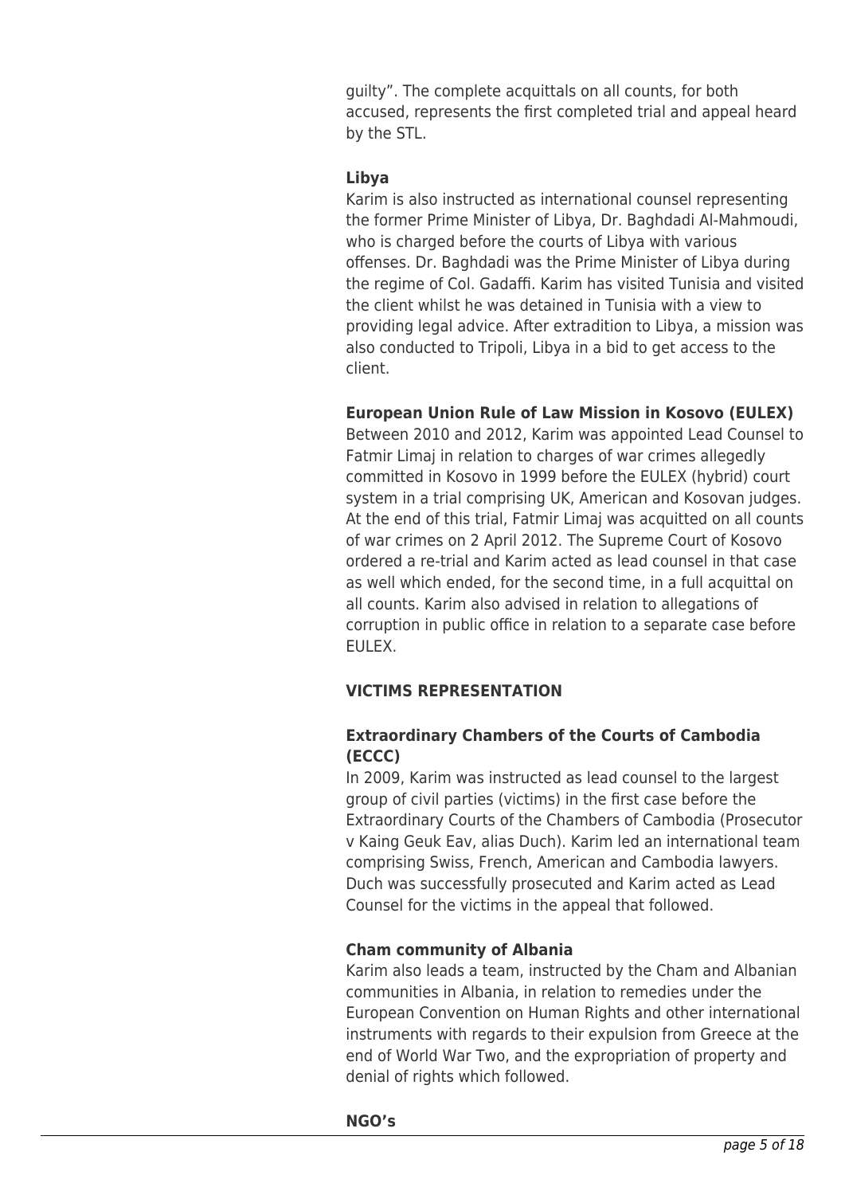guilty". The complete acquittals on all counts, for both accused, represents the first completed trial and appeal heard by the STL.

**Libya**

Karim is also instructed as international counsel representing the former Prime Minister of Libya, Dr. Baghdadi Al-Mahmoudi, who is charged before the courts of Libya with various offenses. Dr. Baghdadi was the Prime Minister of Libya during the regime of Col. Gadaffi. Karim has visited Tunisia and visited the client whilst he was detained in Tunisia with a view to providing legal advice. After extradition to Libya, a mission was also conducted to Tripoli, Libya in a bid to get access to the client.

**European Union Rule of Law Mission in Kosovo (EULEX)**

Between 2010 and 2012, Karim was appointed Lead Counsel to Fatmir Limaj in relation to charges of war crimes allegedly committed in Kosovo in 1999 before the EULEX (hybrid) court system in a trial comprising UK, American and Kosovan judges. At the end of this trial, Fatmir Limaj was acquitted on all counts of war crimes on 2 April 2012. The Supreme Court of Kosovo ordered a re-trial and Karim acted as lead counsel in that case as well which ended, for the second time, in a full acquittal on all counts. Karim also advised in relation to allegations of corruption in public office in relation to a separate case before EULEX.

## VICTIMS REPRESENTATION

**Extraordinary Chambers of the Courts of Cambodia (ECCC)**

In 2009, Karim was instructed as lead counsel to the largest group of civil parties (victims) in the first case before the Extraordinary Courts of the Chambers of Cambodia (Prosecutor v Kaing Geuk Eav, alias Duch). Karim led an international team comprising Swiss, French, American and Cambodia lawyers. Duch was successfully prosecuted and Karim acted as Lead Counsel for the victims in the appeal that followed.

**Cham community of Albania**

Karim also leads a team, instructed by the Cham and Albanian communities in Albania, in relation to remedies under the European Convention on Human Rights and other international instruments with regards to their expulsion from Greece at the end of World War Two, and the expropriation of property and denial of rights which followed.

**NGO's**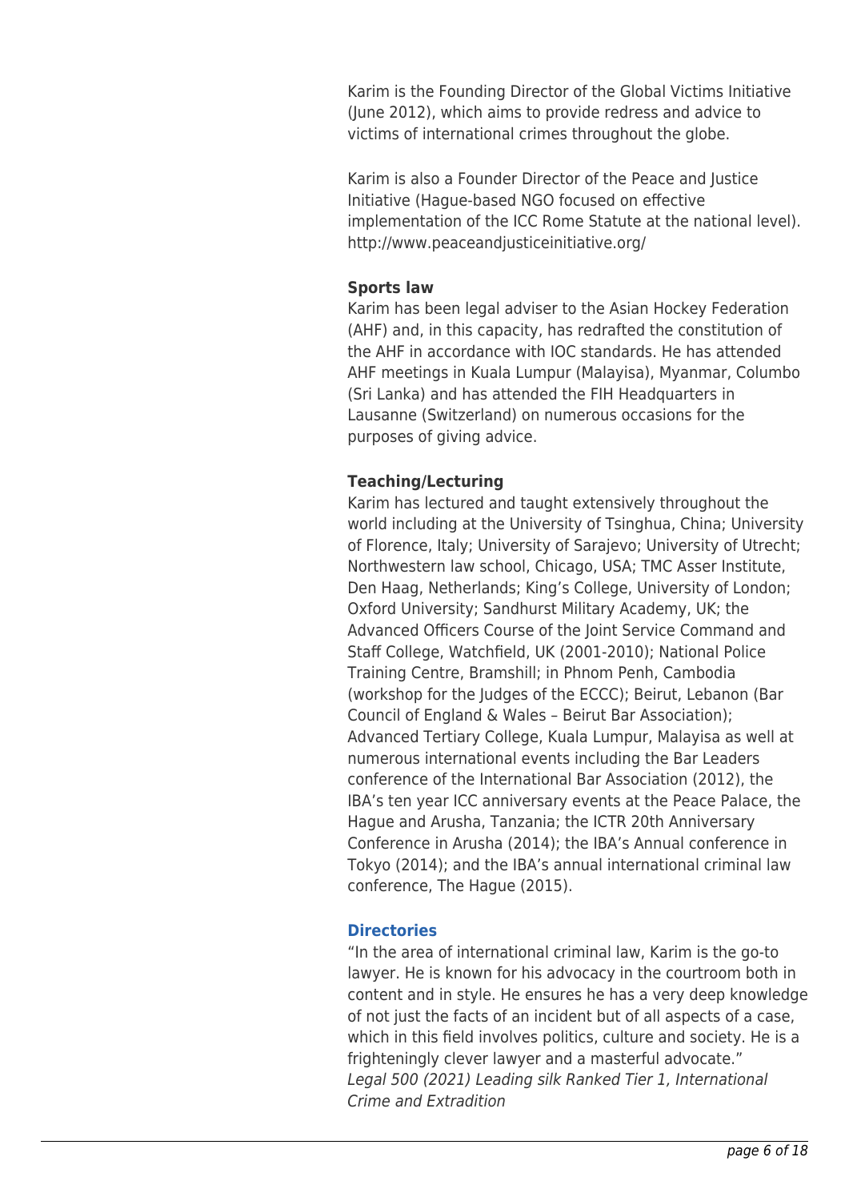Karim is the Founding Director of the Global Victims Initiative (June 2012), which aims to provide redress and advice to victims of international crimes throughout the globe.

Karim is also a Founder Director of the Peace and Justice Initiative (Hague-based NGO focused on effective implementation of the ICC Rome Statute at the national level). http://www.peaceandjusticeinitiative.org/

**Sports law**

Karim has been legal adviser to the Asian Hockey Federation (AHF) and, in this capacity, has redrafted the constitution of the AHF in accordance with IOC standards. He has attended AHF meetings in Kuala Lumpur (Malayisa), Myanmar, Columbo (Sri Lanka) and has attended the FIH Headquarters in Lausanne (Switzerland) on numerous occasions for the purposes of giving advice.

**Teaching/Lecturing**

Karim has lectured and taught extensively throughout the world including at the University of Tsinghua, China; University of Florence, Italy; University of Sarajevo; University of Utrecht; Northwestern law school, Chicago, USA; TMC Asser Institute, Den Haag, Netherlands; King's College, University of London; Oxford University; Sandhurst Military Academy, UK; the Advanced Officers Course of the Joint Service Command and Staff College, Watchfield, UK (2001-2010); National Police Training Centre, Bramshill; in Phnom Penh, Cambodia (workshop for the Judges of the ECCC); Beirut, Lebanon (Bar Council of England & Wales – Beirut Bar Association); Advanced Tertiary College, Kuala Lumpur, Malayisa as well at numerous international events including the Bar Leaders conference of the International Bar Association (2012), the IBA's ten year ICC anniversary events at the Peace Palace, the Hague and Arusha, Tanzania; the ICTR 20th Anniversary Conference in Arusha (2014); the IBA's Annual conference in Tokyo (2014); and the IBA's annual international criminal law conference, The Hague (2015).

**Directories**

"In the area of international criminal law, Karim is the go-to lawyer. He is known for his advocacy in the courtroom both in content and in style. He ensures he has a very deep knowledge of not just the facts of an incident but of all aspects of a case, which in this field involves politics, culture and society. He is a frighteningly clever lawyer and a masterful advocate."
*Legal 500 (2021) Leading silk Ranked Tier 1, International Crime and Extradition*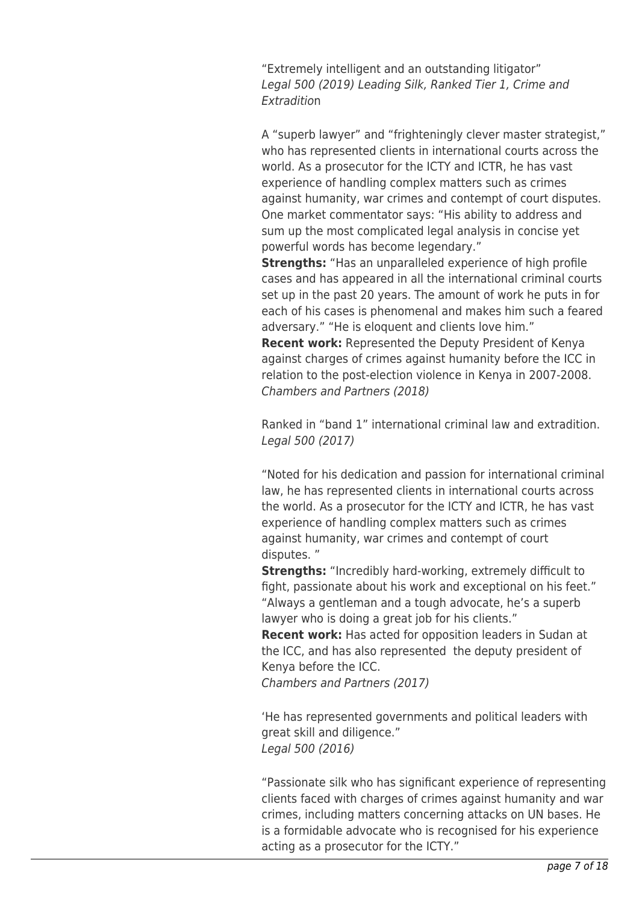"Extremely intelligent and an outstanding litigator"
*Legal 500 (2019) Leading Silk, Ranked Tier 1, Crime and Extradition*

A "superb lawyer" and "frighteningly clever master strategist," who has represented clients in international courts across the world. As a prosecutor for the ICTY and ICTR, he has vast experience of handling complex matters such as crimes against humanity, war crimes and contempt of court disputes. One market commentator says: "His ability to address and sum up the most complicated legal analysis in concise yet powerful words has become legendary."
**Strengths:** "Has an unparalleled experience of high profile cases and has appeared in all the international criminal courts set up in the past 20 years. The amount of work he puts in for each of his cases is phenomenal and makes him such a feared adversary." "He is eloquent and clients love him."
**Recent work:** Represented the Deputy President of Kenya against charges of crimes against humanity before the ICC in relation to the post-election violence in Kenya in 2007-2008.
*Chambers and Partners (2018)*

Ranked in "band 1" international criminal law and extradition.
*Legal 500 (2017)*

"Noted for his dedication and passion for international criminal law, he has represented clients in international courts across the world. As a prosecutor for the ICTY and ICTR, he has vast experience of handling complex matters such as crimes against humanity, war crimes and contempt of court disputes. "
**Strengths:** "Incredibly hard-working, extremely difficult to fight, passionate about his work and exceptional on his feet." "Always a gentleman and a tough advocate, he's a superb lawyer who is doing a great job for his clients."
**Recent work:** Has acted for opposition leaders in Sudan at the ICC, and has also represented the deputy president of Kenya before the ICC.
*Chambers and Partners (2017)*

'He has represented governments and political leaders with great skill and diligence."
*Legal 500 (2016)*

"Passionate silk who has significant experience of representing clients faced with charges of crimes against humanity and war crimes, including matters concerning attacks on UN bases. He is a formidable advocate who is recognised for his experience acting as a prosecutor for the ICTY."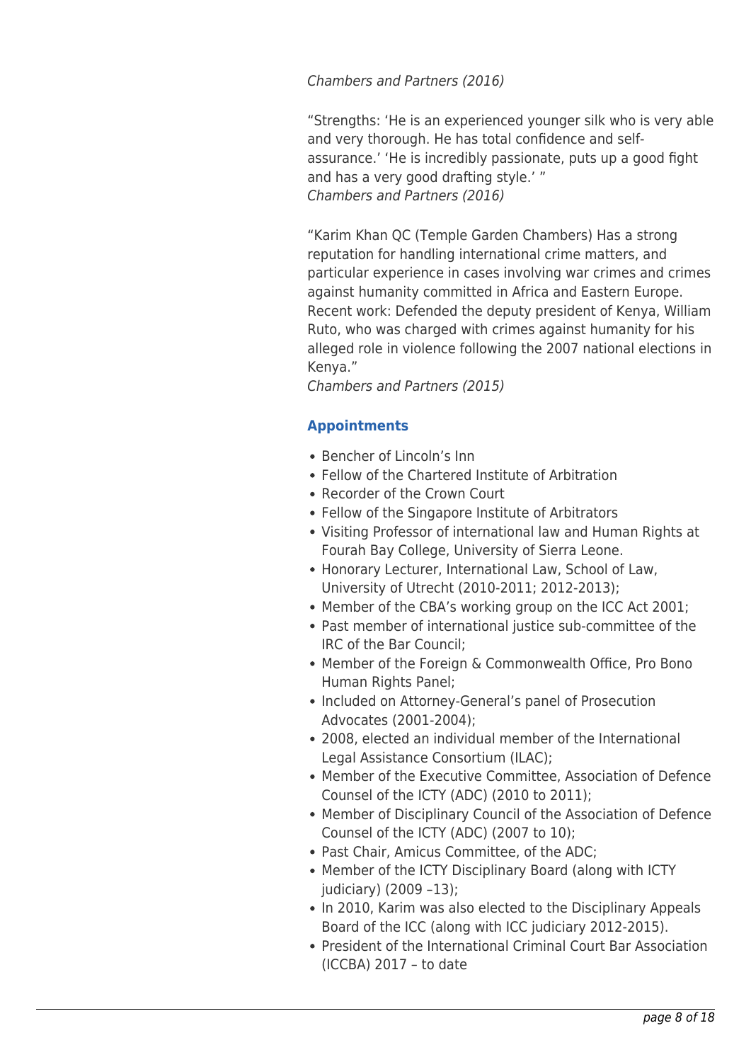*Chambers and Partners (2016)*

"Strengths: 'He is an experienced younger silk who is very able and very thorough. He has total confidence and self-assurance.' 'He is incredibly passionate, puts up a good fight and has a very good drafting style.' "
*Chambers and Partners (2016)*

"Karim Khan QC (Temple Garden Chambers) Has a strong reputation for handling international crime matters, and particular experience in cases involving war crimes and crimes against humanity committed in Africa and Eastern Europe. Recent work: Defended the deputy president of Kenya, William Ruto, who was charged with crimes against humanity for his alleged role in violence following the 2007 national elections in Kenya."
*Chambers and Partners (2015)*

### Appointments

- Bencher of Lincoln's Inn
- Fellow of the Chartered Institute of Arbitration
- Recorder of the Crown Court
- Fellow of the Singapore Institute of Arbitrators
- Visiting Professor of international law and Human Rights at Fourah Bay College, University of Sierra Leone.
- Honorary Lecturer, International Law, School of Law, University of Utrecht (2010-2011; 2012-2013);
- Member of the CBA's working group on the ICC Act 2001;
- Past member of international justice sub-committee of the IRC of the Bar Council;
- Member of the Foreign & Commonwealth Office, Pro Bono Human Rights Panel;
- Included on Attorney-General's panel of Prosecution Advocates (2001-2004);
- 2008, elected an individual member of the International Legal Assistance Consortium (ILAC);
- Member of the Executive Committee, Association of Defence Counsel of the ICTY (ADC) (2010 to 2011);
- Member of Disciplinary Council of the Association of Defence Counsel of the ICTY (ADC) (2007 to 10);
- Past Chair, Amicus Committee, of the ADC;
- Member of the ICTY Disciplinary Board (along with ICTY judiciary) (2009 –13);
- In 2010, Karim was also elected to the Disciplinary Appeals Board of the ICC (along with ICC judiciary 2012-2015).
- President of the International Criminal Court Bar Association (ICCBA) 2017 – to date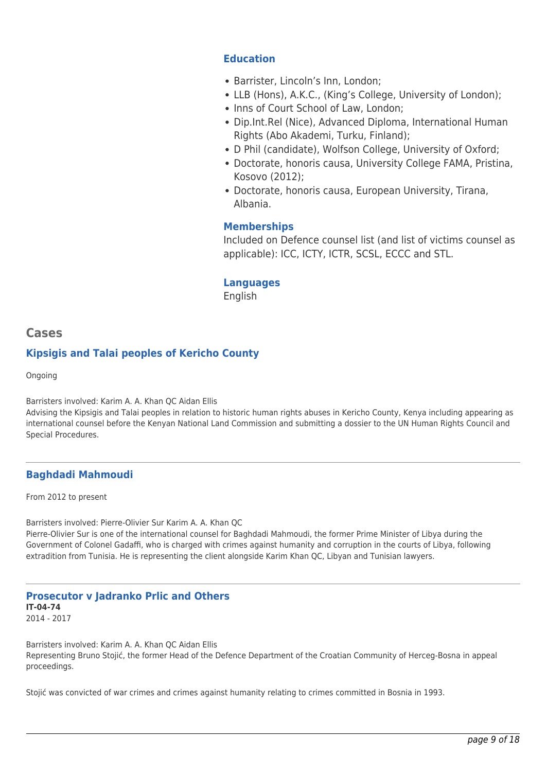### Education

- Barrister, Lincoln's Inn, London;
- LLB (Hons), A.K.C., (King's College, University of London);
- Inns of Court School of Law, London;
- Dip.Int.Rel (Nice), Advanced Diploma, International Human Rights (Abo Akademi, Turku, Finland);
- D Phil (candidate), Wolfson College, University of Oxford;
- Doctorate, honoris causa, University College FAMA, Pristina, Kosovo (2012);
- Doctorate, honoris causa, European University, Tirana, Albania.

### Memberships

Included on Defence counsel list (and list of victims counsel as applicable): ICC, ICTY, ICTR, SCSL, ECCC and STL.

### Languages

English

## Cases

### Kipsigis and Talai peoples of Kericho County

Ongoing

Barristers involved: Karim A. A. Khan QC Aidan Ellis
Advising the Kipsigis and Talai peoples in relation to historic human rights abuses in Kericho County, Kenya including appearing as international counsel before the Kenyan National Land Commission and submitting a dossier to the UN Human Rights Council and Special Procedures.

---

### Baghdadi Mahmoudi

From 2012 to present

Barristers involved: Pierre-Olivier Sur Karim A. A. Khan QC
Pierre-Olivier Sur is one of the international counsel for Baghdadi Mahmoudi, the former Prime Minister of Libya during the Government of Colonel Gadaffi, who is charged with crimes against humanity and corruption in the courts of Libya, following extradition from Tunisia. He is representing the client alongside Karim Khan QC, Libyan and Tunisian lawyers.

---

### Prosecutor v Jadranko Prlic and Others

**IT-04-74**
2014 - 2017

Barristers involved: Karim A. A. Khan QC Aidan Ellis
Representing Bruno Stojić, the former Head of the Defence Department of the Croatian Community of Herceg-Bosna in appeal proceedings.

Stojić was convicted of war crimes and crimes against humanity relating to crimes committed in Bosnia in 1993.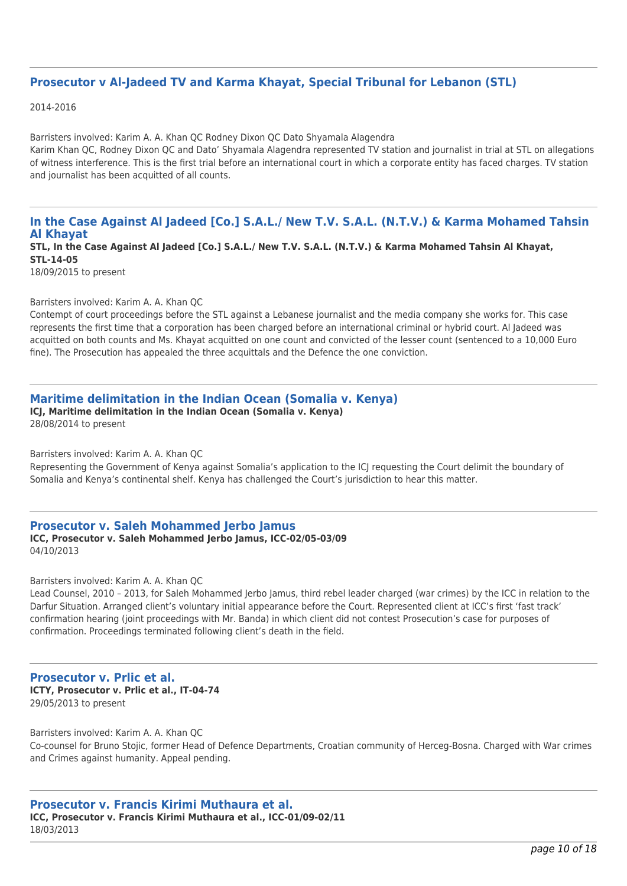---

## Prosecutor v Al-Jadeed TV and Karma Khayat, Special Tribunal for Lebanon (STL)

2014-2016

Barristers involved: Karim A. A. Khan QC Rodney Dixon QC Dato Shyamala Alagendra
Karim Khan QC, Rodney Dixon QC and Dato' Shyamala Alagendra represented TV station and journalist in trial at STL on allegations of witness interference. This is the first trial before an international court in which a corporate entity has faced charges. TV station and journalist has been acquitted of all counts.

---

## In the Case Against Al Jadeed [Co.] S.A.L./ New T.V. S.A.L. (N.T.V.) & Karma Mohamed Tahsin Al Khayat

**STL, In the Case Against Al Jadeed [Co.] S.A.L./ New T.V. S.A.L. (N.T.V.) & Karma Mohamed Tahsin Al Khayat, STL-14-05**
18/09/2015 to present

Barristers involved: Karim A. A. Khan QC
Contempt of court proceedings before the STL against a Lebanese journalist and the media company she works for. This case represents the first time that a corporation has been charged before an international criminal or hybrid court. Al Jadeed was acquitted on both counts and Ms. Khayat acquitted on one count and convicted of the lesser count (sentenced to a 10,000 Euro fine). The Prosecution has appealed the three acquittals and the Defence the one conviction.

---

## Maritime delimitation in the Indian Ocean (Somalia v. Kenya)

**ICJ, Maritime delimitation in the Indian Ocean (Somalia v. Kenya)**
28/08/2014 to present

Barristers involved: Karim A. A. Khan QC
Representing the Government of Kenya against Somalia's application to the ICJ requesting the Court delimit the boundary of Somalia and Kenya's continental shelf. Kenya has challenged the Court's jurisdiction to hear this matter.

---

## Prosecutor v. Saleh Mohammed Jerbo Jamus

**ICC, Prosecutor v. Saleh Mohammed Jerbo Jamus, ICC-02/05-03/09**
04/10/2013

Barristers involved: Karim A. A. Khan QC
Lead Counsel, 2010 – 2013, for Saleh Mohammed Jerbo Jamus, third rebel leader charged (war crimes) by the ICC in relation to the Darfur Situation. Arranged client's voluntary initial appearance before the Court. Represented client at ICC's first 'fast track' confirmation hearing (joint proceedings with Mr. Banda) in which client did not contest Prosecution's case for purposes of confirmation. Proceedings terminated following client's death in the field.

---

## Prosecutor v. Prlic et al.

**ICTY, Prosecutor v. Prlic et al., IT-04-74**
29/05/2013 to present

Barristers involved: Karim A. A. Khan QC
Co-counsel for Bruno Stojic, former Head of Defence Departments, Croatian community of Herceg-Bosna. Charged with War crimes and Crimes against humanity. Appeal pending.

---

## Prosecutor v. Francis Kirimi Muthaura et al.

**ICC, Prosecutor v. Francis Kirimi Muthaura et al., ICC-01/09-02/11**
18/03/2013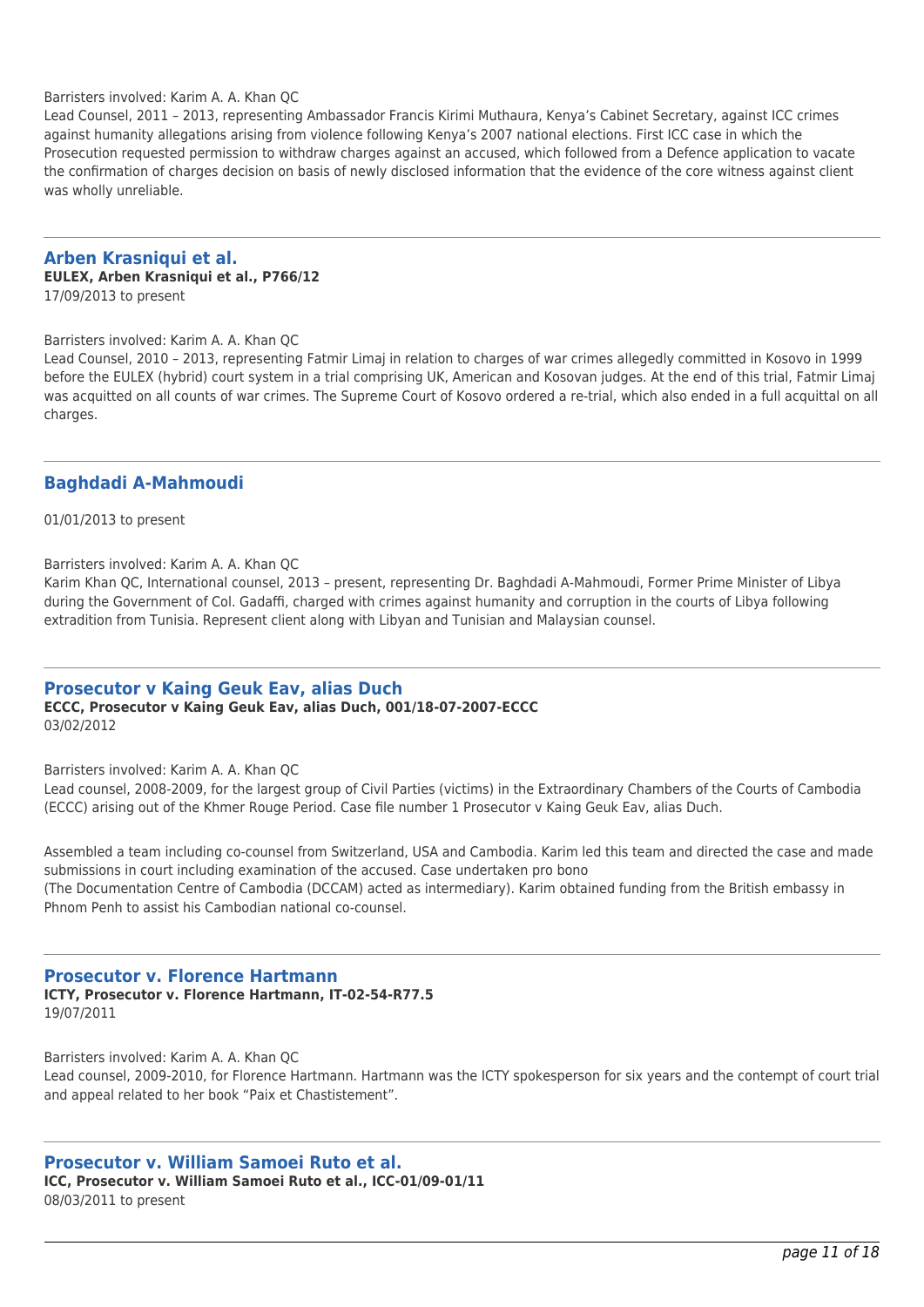Barristers involved: Karim A. A. Khan QC

Lead Counsel, 2011 – 2013, representing Ambassador Francis Kirimi Muthaura, Kenya's Cabinet Secretary, against ICC crimes against humanity allegations arising from violence following Kenya's 2007 national elections. First ICC case in which the Prosecution requested permission to withdraw charges against an accused, which followed from a Defence application to vacate the confirmation of charges decision on basis of newly disclosed information that the evidence of the core witness against client was wholly unreliable.

---

## Arben Krasniqui et al.

**EULEX, Arben Krasniqui et al., P766/12**

17/09/2013 to present

Barristers involved: Karim A. A. Khan QC

Lead Counsel, 2010 – 2013, representing Fatmir Limaj in relation to charges of war crimes allegedly committed in Kosovo in 1999 before the EULEX (hybrid) court system in a trial comprising UK, American and Kosovan judges. At the end of this trial, Fatmir Limaj was acquitted on all counts of war crimes. The Supreme Court of Kosovo ordered a re-trial, which also ended in a full acquittal on all charges.

---

## Baghdadi A-Mahmoudi

01/01/2013 to present

Barristers involved: Karim A. A. Khan QC

Karim Khan QC, International counsel, 2013 – present, representing Dr. Baghdadi A-Mahmoudi, Former Prime Minister of Libya during the Government of Col. Gadaffi, charged with crimes against humanity and corruption in the courts of Libya following extradition from Tunisia. Represent client along with Libyan and Tunisian and Malaysian counsel.

---

## Prosecutor v Kaing Geuk Eav, alias Duch

**ECCC, Prosecutor v Kaing Geuk Eav, alias Duch, 001/18-07-2007-ECCC**

03/02/2012

Barristers involved: Karim A. A. Khan QC

Lead counsel, 2008-2009, for the largest group of Civil Parties (victims) in the Extraordinary Chambers of the Courts of Cambodia (ECCC) arising out of the Khmer Rouge Period. Case file number 1 Prosecutor v Kaing Geuk Eav, alias Duch.

Assembled a team including co-counsel from Switzerland, USA and Cambodia. Karim led this team and directed the case and made submissions in court including examination of the accused. Case undertaken pro bono
(The Documentation Centre of Cambodia (DCCAM) acted as intermediary). Karim obtained funding from the British embassy in Phnom Penh to assist his Cambodian national co-counsel.

---

## Prosecutor v. Florence Hartmann

**ICTY, Prosecutor v. Florence Hartmann, IT-02-54-R77.5**

19/07/2011

Barristers involved: Karim A. A. Khan QC

Lead counsel, 2009-2010, for Florence Hartmann. Hartmann was the ICTY spokesperson for six years and the contempt of court trial and appeal related to her book "Paix et Chastistement".

---

## Prosecutor v. William Samoei Ruto et al.

**ICC, Prosecutor v. William Samoei Ruto et al., ICC-01/09-01/11**

08/03/2011 to present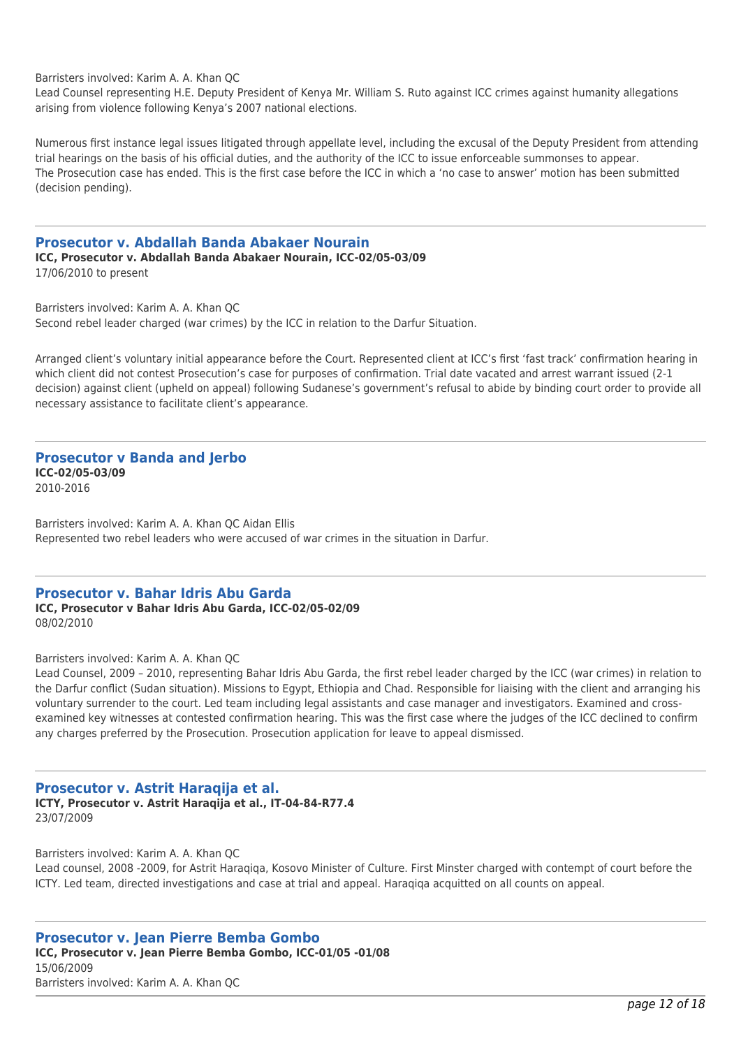Barristers involved: Karim A. A. Khan QC
Lead Counsel representing H.E. Deputy President of Kenya Mr. William S. Ruto against ICC crimes against humanity allegations arising from violence following Kenya's 2007 national elections.

Numerous first instance legal issues litigated through appellate level, including the excusal of the Deputy President from attending trial hearings on the basis of his official duties, and the authority of the ICC to issue enforceable summonses to appear.
The Prosecution case has ended. This is the first case before the ICC in which a 'no case to answer' motion has been submitted (decision pending).

---

## Prosecutor v. Abdallah Banda Abakaer Nourain

**ICC, Prosecutor v. Abdallah Banda Abakaer Nourain, ICC-02/05-03/09**
17/06/2010 to present

Barristers involved: Karim A. A. Khan QC
Second rebel leader charged (war crimes) by the ICC in relation to the Darfur Situation.

Arranged client's voluntary initial appearance before the Court. Represented client at ICC's first 'fast track' confirmation hearing in which client did not contest Prosecution's case for purposes of confirmation. Trial date vacated and arrest warrant issued (2-1 decision) against client (upheld on appeal) following Sudanese's government's refusal to abide by binding court order to provide all necessary assistance to facilitate client's appearance.

---

## Prosecutor v Banda and Jerbo

**ICC-02/05-03/09**
2010-2016

Barristers involved: Karim A. A. Khan QC Aidan Ellis
Represented two rebel leaders who were accused of war crimes in the situation in Darfur.

---

## Prosecutor v. Bahar Idris Abu Garda

**ICC, Prosecutor v Bahar Idris Abu Garda, ICC-02/05-02/09**
08/02/2010

Barristers involved: Karim A. A. Khan QC
Lead Counsel, 2009 – 2010, representing Bahar Idris Abu Garda, the first rebel leader charged by the ICC (war crimes) in relation to the Darfur conflict (Sudan situation). Missions to Egypt, Ethiopia and Chad. Responsible for liaising with the client and arranging his voluntary surrender to the court. Led team including legal assistants and case manager and investigators. Examined and cross-examined key witnesses at contested confirmation hearing. This was the first case where the judges of the ICC declined to confirm any charges preferred by the Prosecution. Prosecution application for leave to appeal dismissed.

---

## Prosecutor v. Astrit Haraqija et al.

**ICTY, Prosecutor v. Astrit Haraqija et al., IT-04-84-R77.4**
23/07/2009

Barristers involved: Karim A. A. Khan QC
Lead counsel, 2008 -2009, for Astrit Haraqiqa, Kosovo Minister of Culture. First Minster charged with contempt of court before the ICTY. Led team, directed investigations and case at trial and appeal. Haraqiqa acquitted on all counts on appeal.

---

## Prosecutor v. Jean Pierre Bemba Gombo

**ICC, Prosecutor v. Jean Pierre Bemba Gombo, ICC-01/05 -01/08**
15/06/2009
Barristers involved: Karim A. A. Khan QC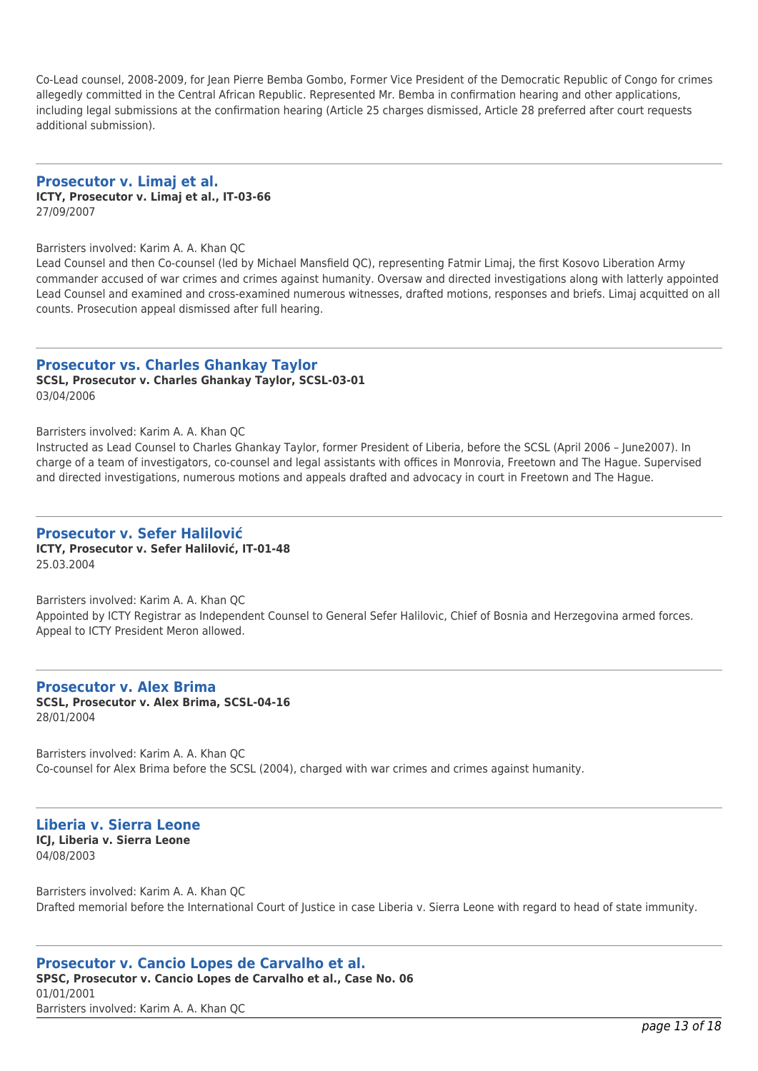Co-Lead counsel, 2008-2009, for Jean Pierre Bemba Gombo, Former Vice President of the Democratic Republic of Congo for crimes allegedly committed in the Central African Republic. Represented Mr. Bemba in confirmation hearing and other applications, including legal submissions at the confirmation hearing (Article 25 charges dismissed, Article 28 preferred after court requests additional submission).

---

### Prosecutor v. Limaj et al.

**ICTY, Prosecutor v. Limaj et al., IT-03-66**
27/09/2007

Barristers involved: Karim A. A. Khan QC
Lead Counsel and then Co-counsel (led by Michael Mansfield QC), representing Fatmir Limaj, the first Kosovo Liberation Army commander accused of war crimes and crimes against humanity. Oversaw and directed investigations along with latterly appointed Lead Counsel and examined and cross-examined numerous witnesses, drafted motions, responses and briefs. Limaj acquitted on all counts. Prosecution appeal dismissed after full hearing.

---

### Prosecutor vs. Charles Ghankay Taylor

**SCSL, Prosecutor v. Charles Ghankay Taylor, SCSL-03-01**
03/04/2006

Barristers involved: Karim A. A. Khan QC
Instructed as Lead Counsel to Charles Ghankay Taylor, former President of Liberia, before the SCSL (April 2006 – June2007). In charge of a team of investigators, co-counsel and legal assistants with offices in Monrovia, Freetown and The Hague. Supervised and directed investigations, numerous motions and appeals drafted and advocacy in court in Freetown and The Hague.

---

### Prosecutor v. Sefer Halilović

**ICTY, Prosecutor v. Sefer Halilović, IT-01-48**
25.03.2004

Barristers involved: Karim A. A. Khan QC
Appointed by ICTY Registrar as Independent Counsel to General Sefer Halilovic, Chief of Bosnia and Herzegovina armed forces. Appeal to ICTY President Meron allowed.

---

### Prosecutor v. Alex Brima

**SCSL, Prosecutor v. Alex Brima, SCSL-04-16**
28/01/2004

Barristers involved: Karim A. A. Khan QC
Co-counsel for Alex Brima before the SCSL (2004), charged with war crimes and crimes against humanity.

---

### Liberia v. Sierra Leone

**ICJ, Liberia v. Sierra Leone**
04/08/2003

Barristers involved: Karim A. A. Khan QC
Drafted memorial before the International Court of Justice in case Liberia v. Sierra Leone with regard to head of state immunity.

---

### Prosecutor v. Cancio Lopes de Carvalho et al.

**SPSC, Prosecutor v. Cancio Lopes de Carvalho et al., Case No. 06**
01/01/2001
Barristers involved: Karim A. A. Khan QC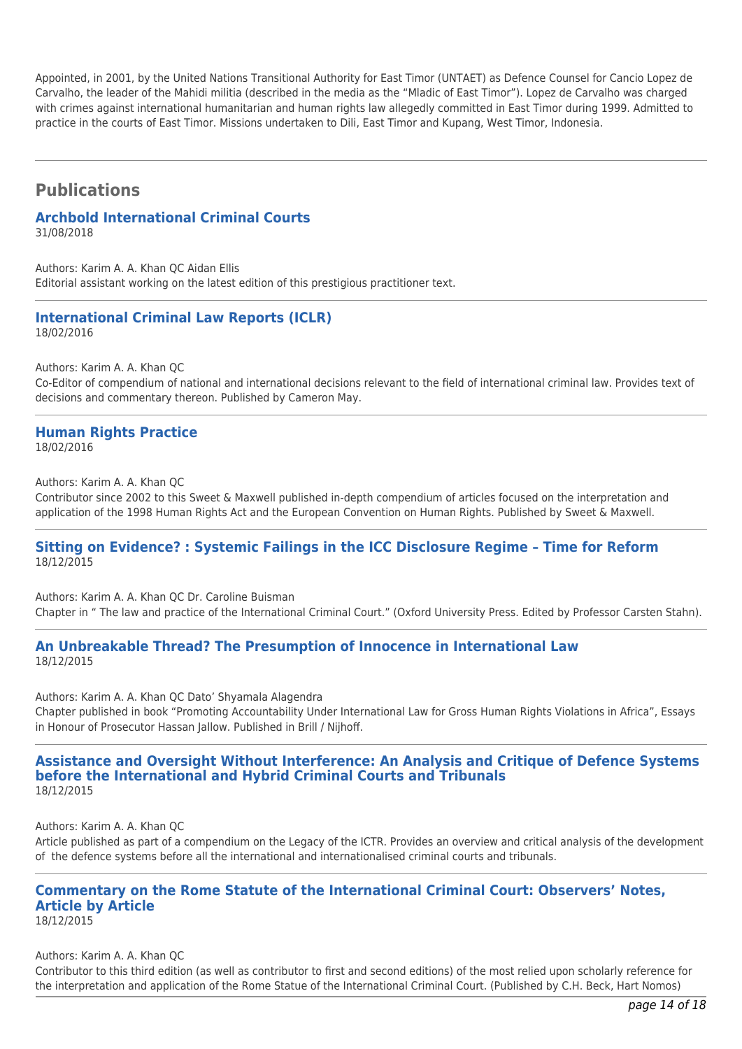Appointed, in 2001, by the United Nations Transitional Authority for East Timor (UNTAET) as Defence Counsel for Cancio Lopez de Carvalho, the leader of the Mahidi militia (described in the media as the "Mladic of East Timor"). Lopez de Carvalho was charged with crimes against international humanitarian and human rights law allegedly committed in East Timor during 1999. Admitted to practice in the courts of East Timor. Missions undertaken to Dili, East Timor and Kupang, West Timor, Indonesia.

---

## Publications

### Archbold International Criminal Courts

31/08/2018

Authors: Karim A. A. Khan QC Aidan Ellis
Editorial assistant working on the latest edition of this prestigious practitioner text.

---

### International Criminal Law Reports (ICLR)

18/02/2016

Authors: Karim A. A. Khan QC
Co-Editor of compendium of national and international decisions relevant to the field of international criminal law. Provides text of decisions and commentary thereon. Published by Cameron May.

---

### Human Rights Practice

18/02/2016

Authors: Karim A. A. Khan QC
Contributor since 2002 to this Sweet & Maxwell published in-depth compendium of articles focused on the interpretation and application of the 1998 Human Rights Act and the European Convention on Human Rights. Published by Sweet & Maxwell.

---

### Sitting on Evidence? : Systemic Failings in the ICC Disclosure Regime – Time for Reform

18/12/2015

Authors: Karim A. A. Khan QC Dr. Caroline Buisman
Chapter in " The law and practice of the International Criminal Court." (Oxford University Press. Edited by Professor Carsten Stahn).

---

### An Unbreakable Thread? The Presumption of Innocence in International Law

18/12/2015

Authors: Karim A. A. Khan QC Dato' Shyamala Alagendra
Chapter published in book "Promoting Accountability Under International Law for Gross Human Rights Violations in Africa", Essays in Honour of Prosecutor Hassan Jallow. Published in Brill / Nijhoff.

---

### Assistance and Oversight Without Interference: An Analysis and Critique of Defence Systems before the International and Hybrid Criminal Courts and Tribunals

18/12/2015

Authors: Karim A. A. Khan QC
Article published as part of a compendium on the Legacy of the ICTR. Provides an overview and critical analysis of the development of the defence systems before all the international and internationalised criminal courts and tribunals.

---

### Commentary on the Rome Statute of the International Criminal Court: Observers' Notes, Article by Article

18/12/2015

Authors: Karim A. A. Khan QC
Contributor to this third edition (as well as contributor to first and second editions) of the most relied upon scholarly reference for the interpretation and application of the Rome Statue of the International Criminal Court. (Published by C.H. Beck, Hart Nomos)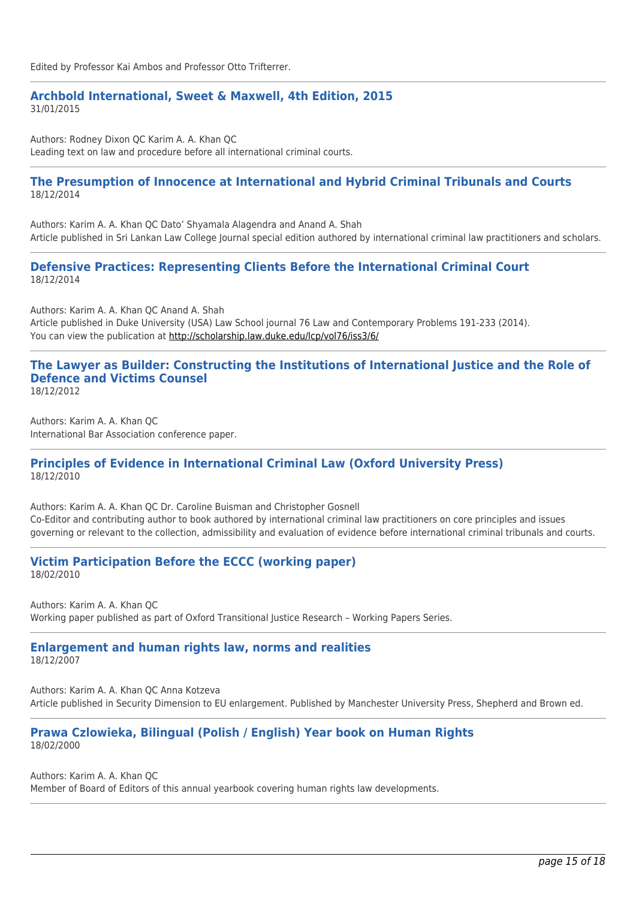Edited by Professor Kai Ambos and Professor Otto Trifterrer.

### Archbold International, Sweet & Maxwell, 4th Edition, 2015

31/01/2015

Authors: Rodney Dixon QC Karim A. A. Khan QC
Leading text on law and procedure before all international criminal courts.

### The Presumption of Innocence at International and Hybrid Criminal Tribunals and Courts

18/12/2014

Authors: Karim A. A. Khan QC Dato' Shyamala Alagendra and Anand A. Shah
Article published in Sri Lankan Law College Journal special edition authored by international criminal law practitioners and scholars.

### Defensive Practices: Representing Clients Before the International Criminal Court

18/12/2014

Authors: Karim A. A. Khan QC Anand A. Shah
Article published in Duke University (USA) Law School journal 76 Law and Contemporary Problems 191-233 (2014).
You can view the publication at http://scholarship.law.duke.edu/lcp/vol76/iss3/6/

### The Lawyer as Builder: Constructing the Institutions of International Justice and the Role of Defence and Victims Counsel

18/12/2012

Authors: Karim A. A. Khan QC
International Bar Association conference paper.

### Principles of Evidence in International Criminal Law (Oxford University Press)

18/12/2010

Authors: Karim A. A. Khan QC Dr. Caroline Buisman and Christopher Gosnell
Co-Editor and contributing author to book authored by international criminal law practitioners on core principles and issues governing or relevant to the collection, admissibility and evaluation of evidence before international criminal tribunals and courts.

### Victim Participation Before the ECCC (working paper)

18/02/2010

Authors: Karim A. A. Khan QC
Working paper published as part of Oxford Transitional Justice Research – Working Papers Series.

### Enlargement and human rights law, norms and realities

18/12/2007

Authors: Karim A. A. Khan QC Anna Kotzeva
Article published in Security Dimension to EU enlargement. Published by Manchester University Press, Shepherd and Brown ed.

### Prawa Czlowieka, Bilingual (Polish / English) Year book on Human Rights

18/02/2000

Authors: Karim A. A. Khan QC
Member of Board of Editors of this annual yearbook covering human rights law developments.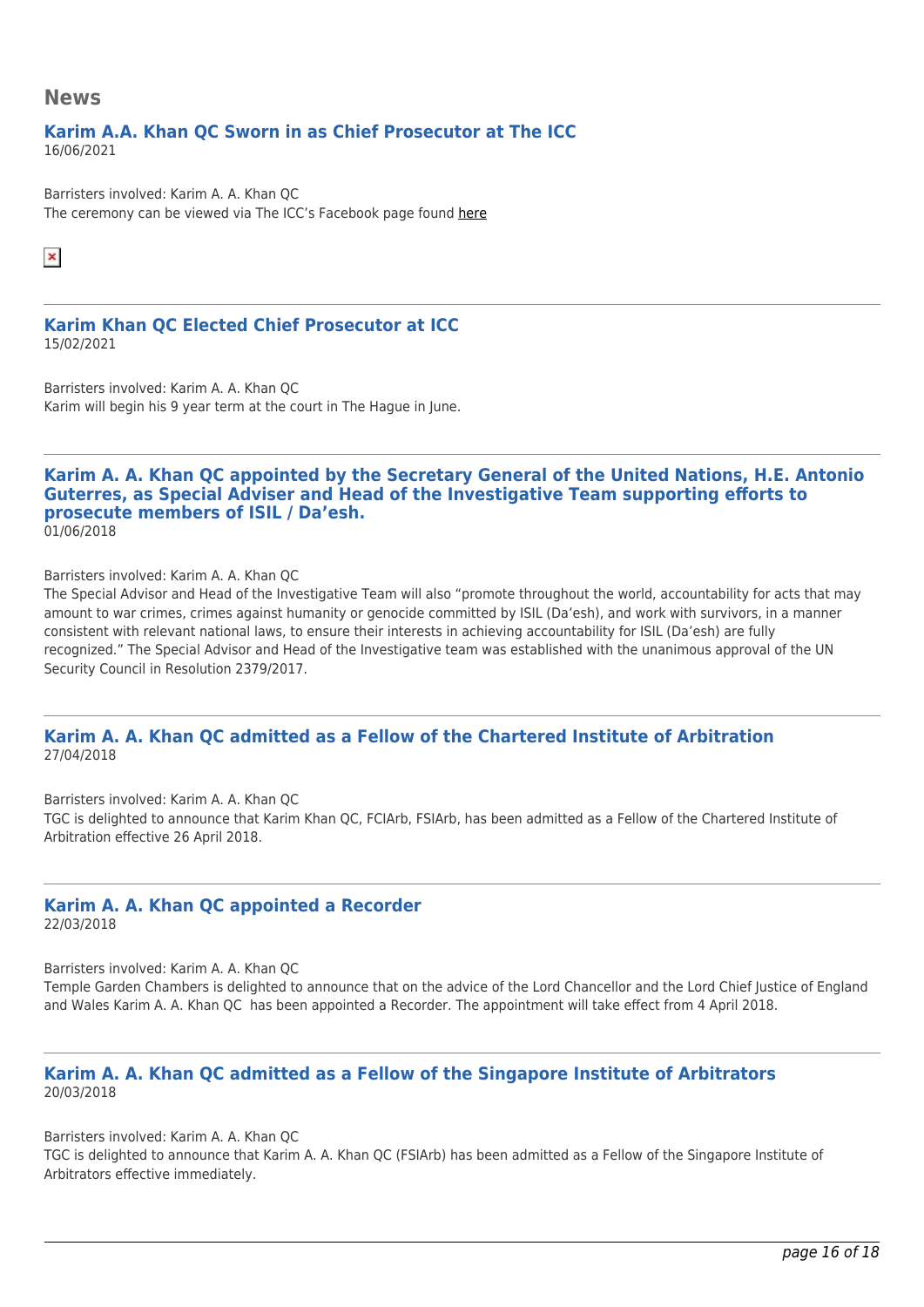## News

### Karim A.A. Khan QC Sworn in as Chief Prosecutor at The ICC

16/06/2021

Barristers involved: Karim A. A. Khan QC

The ceremony can be viewed via The ICC's Facebook page found here

---

### Karim Khan QC Elected Chief Prosecutor at ICC

15/02/2021

Barristers involved: Karim A. A. Khan QC

Karim will begin his 9 year term at the court in The Hague in June.

---

### Karim A. A. Khan QC appointed by the Secretary General of the United Nations, H.E. Antonio Guterres, as Special Adviser and Head of the Investigative Team supporting efforts to prosecute members of ISIL / Da'esh.

01/06/2018

Barristers involved: Karim A. A. Khan QC

The Special Advisor and Head of the Investigative Team will also "promote throughout the world, accountability for acts that may amount to war crimes, crimes against humanity or genocide committed by ISIL (Da'esh), and work with survivors, in a manner consistent with relevant national laws, to ensure their interests in achieving accountability for ISIL (Da'esh) are fully recognized." The Special Advisor and Head of the Investigative team was established with the unanimous approval of the UN Security Council in Resolution 2379/2017.

---

### Karim A. A. Khan QC admitted as a Fellow of the Chartered Institute of Arbitration

27/04/2018

Barristers involved: Karim A. A. Khan QC

TGC is delighted to announce that Karim Khan QC, FCIArb, FSIArb, has been admitted as a Fellow of the Chartered Institute of Arbitration effective 26 April 2018.

---

### Karim A. A. Khan QC appointed a Recorder

22/03/2018

Barristers involved: Karim A. A. Khan QC

Temple Garden Chambers is delighted to announce that on the advice of the Lord Chancellor and the Lord Chief Justice of England and Wales Karim A. A. Khan QC has been appointed a Recorder. The appointment will take effect from 4 April 2018.

---

### Karim A. A. Khan QC admitted as a Fellow of the Singapore Institute of Arbitrators

20/03/2018

Barristers involved: Karim A. A. Khan QC

TGC is delighted to announce that Karim A. A. Khan QC (FSIArb) has been admitted as a Fellow of the Singapore Institute of Arbitrators effective immediately.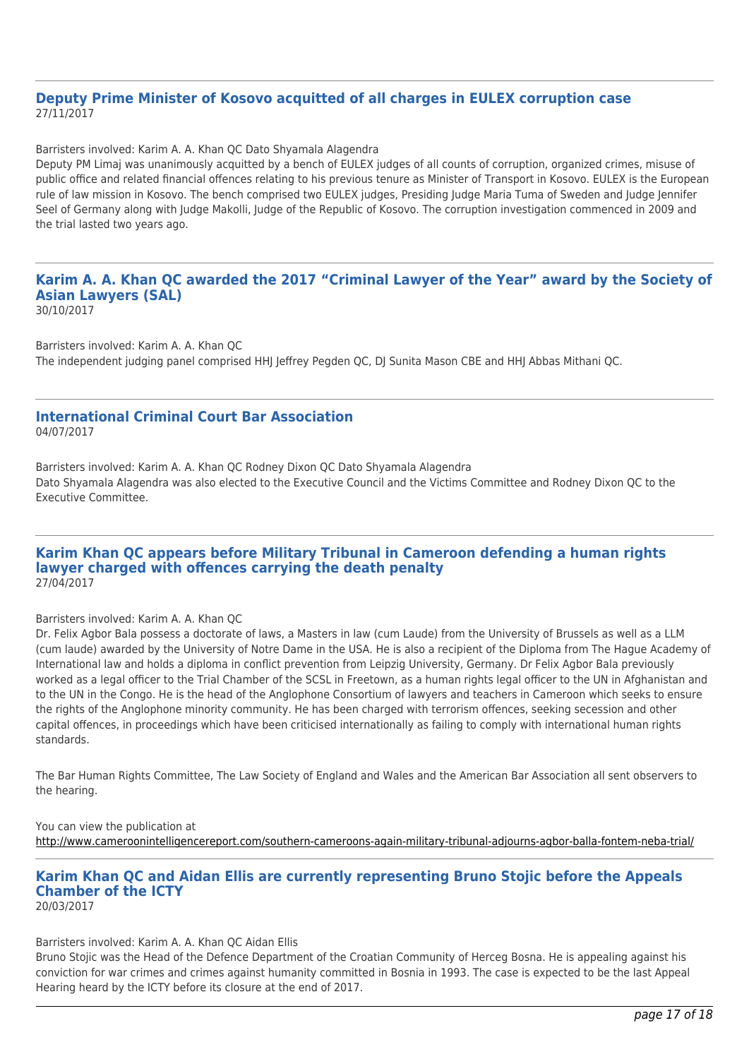### Deputy Prime Minister of Kosovo acquitted of all charges in EULEX corruption case

27/11/2017

Barristers involved: Karim A. A. Khan QC Dato Shyamala Alagendra

Deputy PM Limaj was unanimously acquitted by a bench of EULEX judges of all counts of corruption, organized crimes, misuse of public office and related financial offences relating to his previous tenure as Minister of Transport in Kosovo. EULEX is the European rule of law mission in Kosovo. The bench comprised two EULEX judges, Presiding Judge Maria Tuma of Sweden and Judge Jennifer Seel of Germany along with Judge Makolli, Judge of the Republic of Kosovo. The corruption investigation commenced in 2009 and the trial lasted two years ago.

### Karim A. A. Khan QC awarded the 2017 "Criminal Lawyer of the Year" award by the Society of Asian Lawyers (SAL)

30/10/2017

Barristers involved: Karim A. A. Khan QC

The independent judging panel comprised HHJ Jeffrey Pegden QC, DJ Sunita Mason CBE and HHJ Abbas Mithani QC.

### International Criminal Court Bar Association

04/07/2017

Barristers involved: Karim A. A. Khan QC Rodney Dixon QC Dato Shyamala Alagendra

Dato Shyamala Alagendra was also elected to the Executive Council and the Victims Committee and Rodney Dixon QC to the Executive Committee.

### Karim Khan QC appears before Military Tribunal in Cameroon defending a human rights lawyer charged with offences carrying the death penalty

27/04/2017

Barristers involved: Karim A. A. Khan QC

Dr. Felix Agbor Bala possess a doctorate of laws, a Masters in law (cum Laude) from the University of Brussels as well as a LLM (cum laude) awarded by the University of Notre Dame in the USA. He is also a recipient of the Diploma from The Hague Academy of International law and holds a diploma in conflict prevention from Leipzig University, Germany. Dr Felix Agbor Bala previously worked as a legal officer to the Trial Chamber of the SCSL in Freetown, as a human rights legal officer to the UN in Afghanistan and to the UN in the Congo. He is the head of the Anglophone Consortium of lawyers and teachers in Cameroon which seeks to ensure the rights of the Anglophone minority community. He has been charged with terrorism offences, seeking secession and other capital offences, in proceedings which have been criticised internationally as failing to comply with international human rights standards.

The Bar Human Rights Committee, The Law Society of England and Wales and the American Bar Association all sent observers to the hearing.

You can view the publication at
http://www.cameroonintelligencereport.com/southern-cameroons-again-military-tribunal-adjourns-agbor-balla-fontem-neba-trial/

### Karim Khan QC and Aidan Ellis are currently representing Bruno Stojic before the Appeals Chamber of the ICTY

20/03/2017

Barristers involved: Karim A. A. Khan QC Aidan Ellis

Bruno Stojic was the Head of the Defence Department of the Croatian Community of Herceg Bosna. He is appealing against his conviction for war crimes and crimes against humanity committed in Bosnia in 1993. The case is expected to be the last Appeal Hearing heard by the ICTY before its closure at the end of 2017.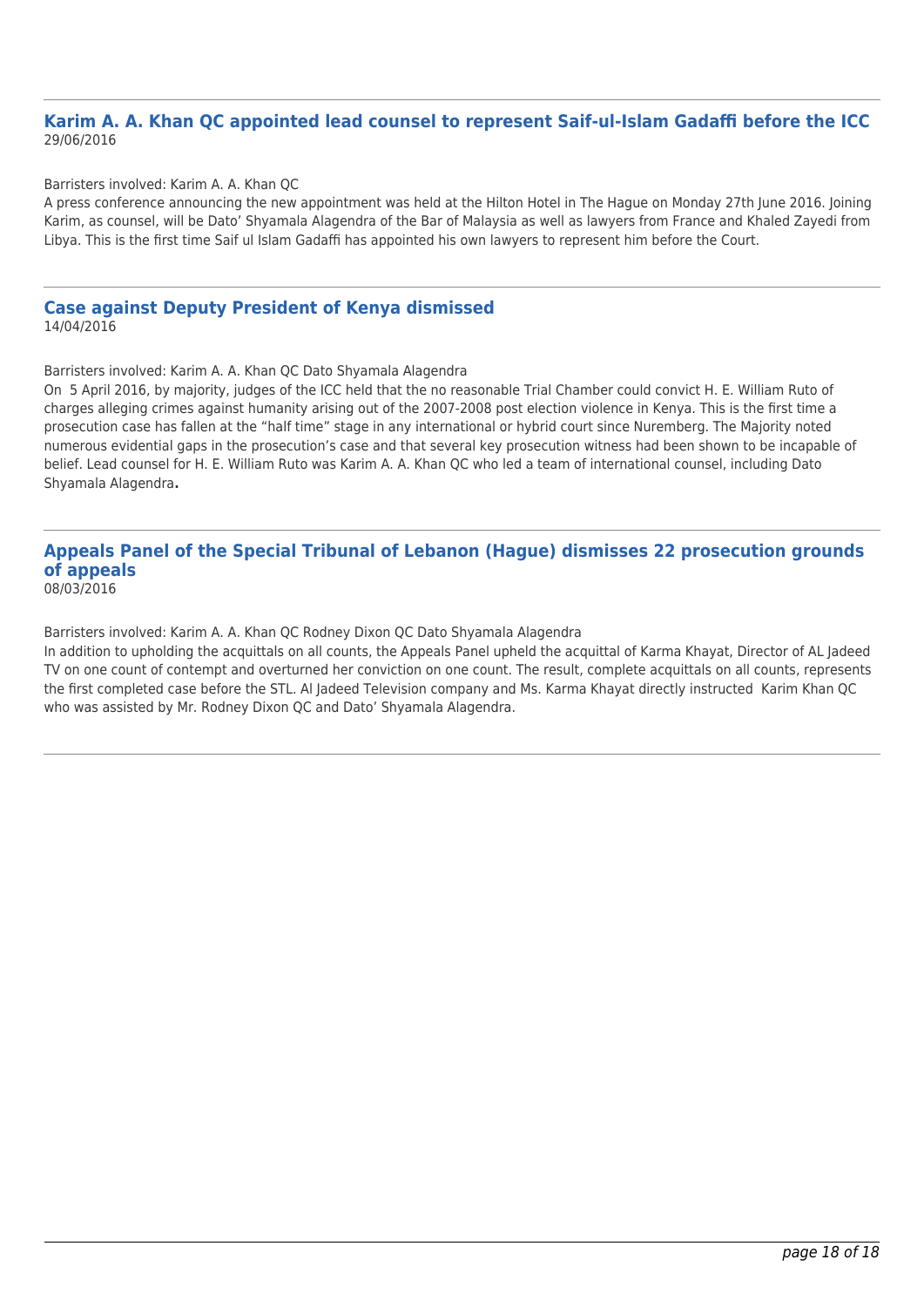---

## Karim A. A. Khan QC appointed lead counsel to represent Saif-ul-Islam Gadaffi before the ICC

29/06/2016

Barristers involved: Karim A. A. Khan QC

A press conference announcing the new appointment was held at the Hilton Hotel in The Hague on Monday 27th June 2016. Joining Karim, as counsel, will be Dato' Shyamala Alagendra of the Bar of Malaysia as well as lawyers from France and Khaled Zayedi from Libya. This is the first time Saif ul Islam Gadaffi has appointed his own lawyers to represent him before the Court.

---

## Case against Deputy President of Kenya dismissed

14/04/2016

Barristers involved: Karim A. A. Khan QC Dato Shyamala Alagendra

On 5 April 2016, by majority, judges of the ICC held that the no reasonable Trial Chamber could convict H. E. William Ruto of charges alleging crimes against humanity arising out of the 2007-2008 post election violence in Kenya. This is the first time a prosecution case has fallen at the "half time" stage in any international or hybrid court since Nuremberg. The Majority noted numerous evidential gaps in the prosecution's case and that several key prosecution witness had been shown to be incapable of belief. Lead counsel for H. E. William Ruto was Karim A. A. Khan QC who led a team of international counsel, including Dato Shyamala Alagendra**.**

---

## Appeals Panel of the Special Tribunal of Lebanon (Hague) dismisses 22 prosecution grounds of appeals

08/03/2016

Barristers involved: Karim A. A. Khan QC Rodney Dixon QC Dato Shyamala Alagendra

In addition to upholding the acquittals on all counts, the Appeals Panel upheld the acquittal of Karma Khayat, Director of AL Jadeed TV on one count of contempt and overturned her conviction on one count. The result, complete acquittals on all counts, represents the first completed case before the STL. Al Jadeed Television company and Ms. Karma Khayat directly instructed Karim Khan QC who was assisted by Mr. Rodney Dixon QC and Dato' Shyamala Alagendra.

---